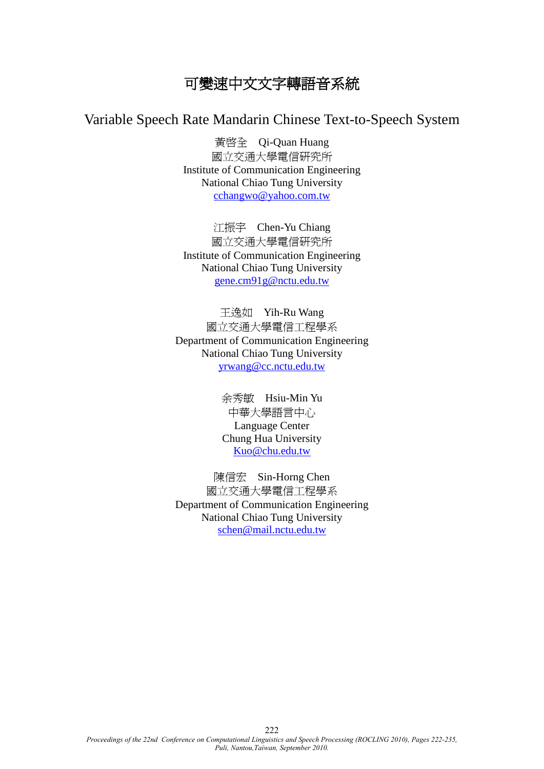# 可變速中文文字轉語音系統

## Variable Speech Rate Mandarin Chinese Text-to-Speech System

黃啓全　Qi-Quan Huang
國立交通大學電信研究所
Institute of Communication Engineering
National Chiao Tung University
cchangwo@yahoo.com.tw

江振宇　Chen-Yu Chiang
國立交通大學電信研究所
Institute of Communication Engineering
National Chiao Tung University
gene.cm91g@nctu.edu.tw

王逸如　Yih-Ru Wang
國立交通大學電信工程學系
Department of Communication Engineering
National Chiao Tung University
yrwang@cc.nctu.edu.tw

余秀敏　Hsiu-Min Yu
中華大學語言中心
Language Center
Chung Hua University
Kuo@chu.edu.tw

陳信宏　Sin-Horng Chen
國立交通大學電信工程學系
Department of Communication Engineering
National Chiao Tung University
schen@mail.nctu.edu.tw

*Proceedings of the 22nd Conference on Computational Linguistics and Speech Processing (ROCLING 2010), Pages 222-235, Puli, Nantou,Taiwan, September 2010.*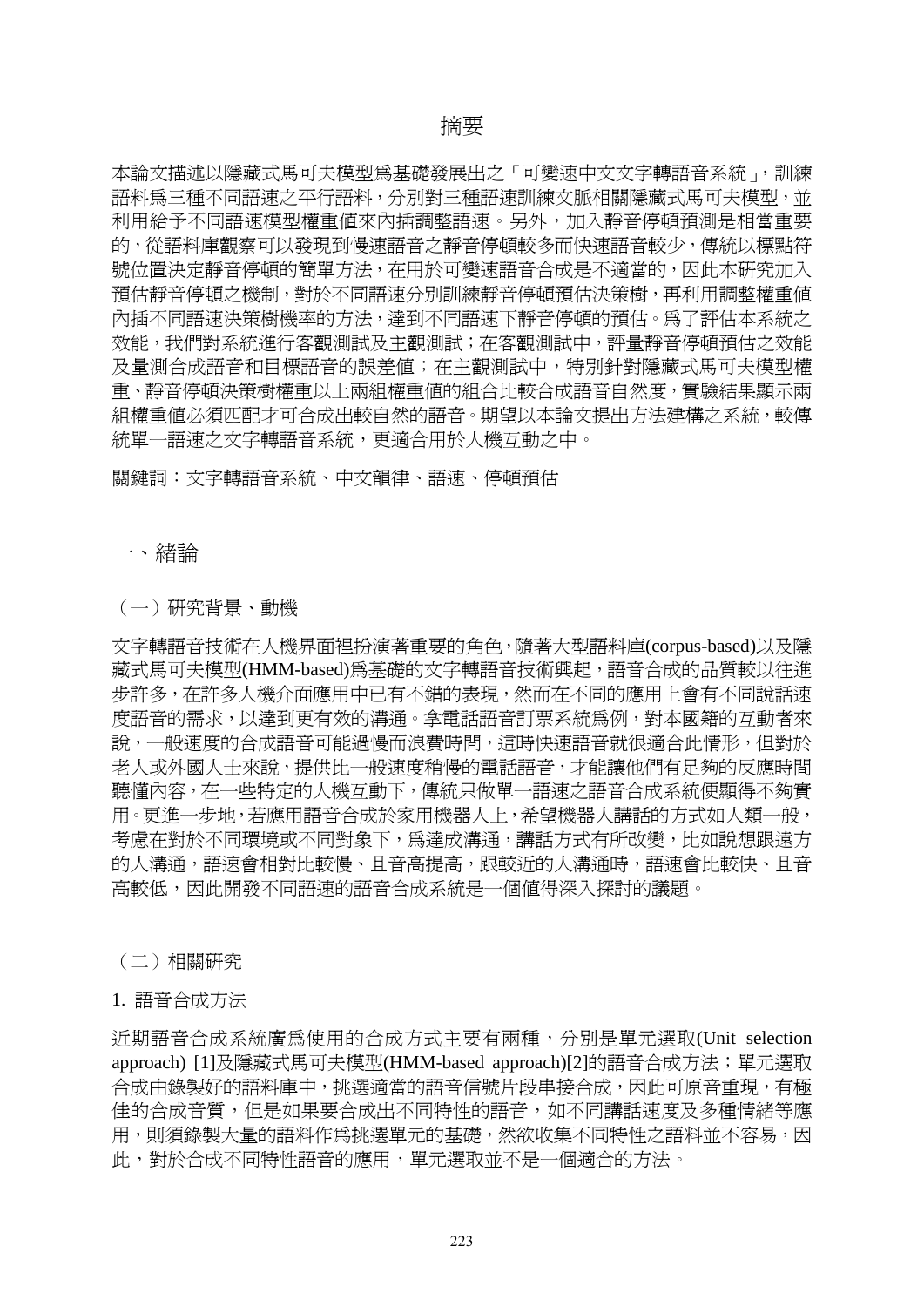# 摘要

本論文描述以隱藏式馬可夫模型爲基礎發展出之「可變速中文文字轉語音系統」，訓練語料爲三種不同語速之平行語料，分別對三種語速訓練文脈相關隱藏式馬可夫模型，並利用給予不同語速模型權重值來內插調整語速。另外，加入靜音停頓預測是相當重要的，從語料庫觀察可以發現到慢速語音之靜音停頓較多而快速語音較少，傳統以標點符號位置決定靜音停頓的簡單方法，在用於可變速語音合成是不適當的，因此本研究加入預估靜音停頓之機制，對於不同語速分別訓練靜音停頓預估決策樹，再利用調整權重值內插不同語速決策樹機率的方法，達到不同語速下靜音停頓的預估。爲了評估本系統之效能，我們對系統進行客觀測試及主觀測試；在客觀測試中，評量靜音停頓預估之效能及量測合成語音和目標語音的誤差值；在主觀測試中，特別針對隱藏式馬可夫模型權重、靜音停頓決策樹權重以上兩組權重值的組合比較合成語音自然度，實驗結果顯示兩組權重值必須匹配才可合成出較自然的語音。期望以本論文提出方法建構之系統，較傳統單一語速之文字轉語音系統，更適合用於人機互動之中。

關鍵詞：文字轉語音系統、中文韻律、語速、停頓預估

## 一、緒論

### （一）研究背景、動機

文字轉語音技術在人機界面裡扮演著重要的角色，隨著大型語料庫(corpus-based)以及隱藏式馬可夫模型(HMM-based)爲基礎的文字轉語音技術興起，語音合成的品質較以往進步許多，在許多人機介面應用中已有不錯的表現，然而在不同的應用上會有不同說話速度語音的需求，以達到更有效的溝通。拿電話語音訂票系統爲例，對本國籍的互動者來說，一般速度的合成語音可能過慢而浪費時間，這時快速語音就很適合此情形，但對於老人或外國人士來說，提供比一般速度稍慢的電話語音，才能讓他們有足夠的反應時間聽懂內容，在一些特定的人機互動下，傳統只做單一語速之語音合成系統便顯得不夠實用。更進一步地，若應用語音合成於家用機器人上，希望機器人講話的方式如人類一般，考慮在對於不同環境或不同對象下，爲達成溝通，講話方式有所改變，比如說想跟遠方的人溝通，語速會相對比較慢、且音高提高，跟較近的人溝通時，語速會比較快、且音高較低，因此開發不同語速的語音合成系統是一個值得深入探討的議題。

### （二）相關研究

#### 1. 語音合成方法

近期語音合成系統廣爲使用的合成方式主要有兩種，分別是單元選取(Unit selection approach) [1]及隱藏式馬可夫模型(HMM-based approach)[2]的語音合成方法；單元選取合成由錄製好的語料庫中，挑選適當的語音信號片段串接合成，因此可原音重現，有極佳的合成音質，但是如果要合成出不同特性的語音，如不同講話速度及多種情緒等應用，則須錄製大量的語料作爲挑選單元的基礎，然欲收集不同特性之語料並不容易，因此，對於合成不同特性語音的應用，單元選取並不是一個適合的方法。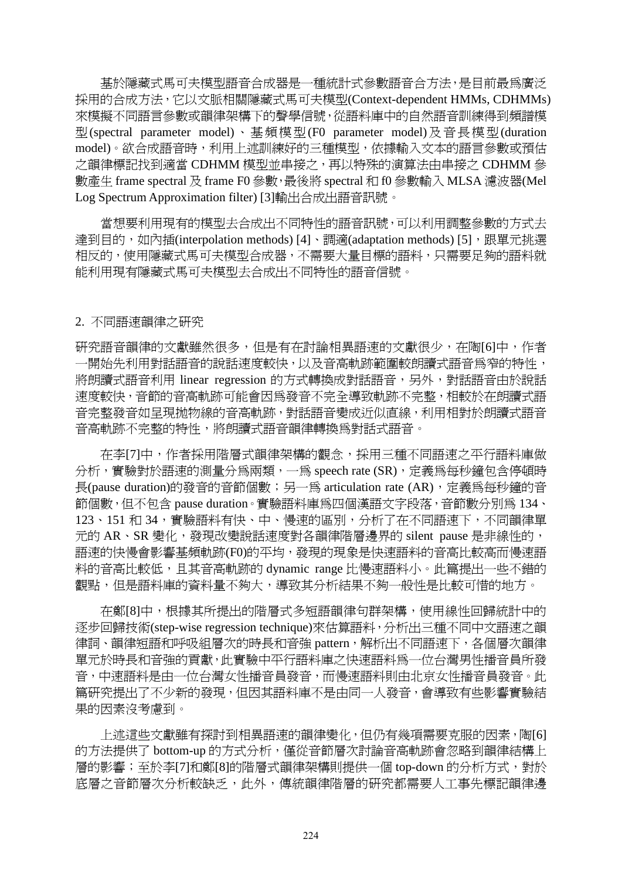基於隱藏式馬可夫模型語音合成器是一種統計式參數語音合方法，是目前最爲廣泛採用的合成方法，它以文脈相關隱藏式馬可夫模型(Context-dependent HMMs, CDHMMs)來模擬不同語言參數或韻律架構下的聲學信號，從語料庫中的自然語音訓練得到頻譜模型(spectral parameter model)、基頻模型(F0 parameter model)及音長模型(duration model)。欲合成語音時，利用上述訓練好的三種模型，依據輸入文本的語言參數或預估之韻律標記找到適當 CDHMM 模型並串接之，再以特殊的演算法由串接之 CDHMM 參數產生 frame spectral 及 frame F0 參數，最後將 spectral 和 f0 參數輸入 MLSA 濾波器(Mel Log Spectrum Approximation filter) [3]輸出合成出語音訊號。

當想要利用現有的模型去合成出不同特性的語音訊號，可以利用調整參數的方式去達到目的，如內插(interpolation methods) [4]、調適(adaptation methods) [5]，跟單元挑選相反的，使用隱藏式馬可夫模型合成器，不需要大量目標的語料，只需要足夠的語料就能利用現有隱藏式馬可夫模型去合成出不同特性的語音信號。

## 2. 不同語速韻律之研究

研究語音韻律的文獻雖然很多，但是有在討論相異語速的文獻很少，在陶[6]中，作者一開始先利用對話語音的說話速度較快，以及音高軌跡範圍較朗讀式語音爲窄的特性，將朗讀式語音利用 linear regression 的方式轉換成對話語音，另外，對話語音由於說話速度較快，音節的音高軌跡可能會因爲發音不完全導致軌跡不完整，相較於在朗讀式語音完整發音如呈現拋物線的音高軌跡，對話語音變成近似直線，利用相對於朗讀式語音音高軌跡不完整的特性，將朗讀式語音韻律轉換爲對話式語音。

在李[7]中，作者採用階層式韻律架構的觀念，採用三種不同語速之平行語料庫做分析，實驗對於語速的測量分爲兩類，一爲 speech rate (SR)，定義爲每秒鐘包含停頓時長(pause duration)的發音的音節個數；另一爲 articulation rate (AR)，定義爲每秒鐘的音節個數，但不包含 pause duration。實驗語料庫爲四個漢語文字段落，音節數分別爲 134、123、151 和 34，實驗語料有快、中、慢速的區別，分析了在不同語速下，不同韻律單元的 AR、SR 變化，發現改變說話速度對各韻律階層邊界的 silent pause 是非線性的，語速的快慢會影響基頻軌跡(F0)的平均，發現的現象是快速語料的音高比較高而慢速語料的音高比較低，且其音高軌跡的 dynamic range 比慢速語料小。此篇提出一些不錯的觀點，但是語料庫的資料量不夠大，導致其分析結果不夠一般性是比較可惜的地方。

在鄭[8]中，根據其所提出的階層式多短語韻律句群架構，使用線性回歸統計中的逐步回歸技術(step-wise regression technique)來估算語料，分析出三種不同中文語速之韻律詞、韻律短語和呼吸組層次的時長和音強 pattern，解析出不同語速下，各個層次韻律單元於時長和音強的貢獻，此實驗中平行語料庫之快速語料爲一位台灣男性播音員所發音，中速語料是由一位台灣女性播音員發音，而慢速語料則由北京女性播音員發音。此篇研究提出了不少新的發現，但因其語料庫不是由同一人發音，會導致有些影響實驗結果的因素沒考慮到。

上述這些文獻雖有探討到相異語速的韻律變化，但仍有幾項需要克服的因素，陶[6]的方法提供了 bottom-up 的方式分析，僅從音節層次討論音高軌跡會忽略到韻律結構上層的影響；至於李[7]和鄭[8]的階層式韻律架構則提供一個 top-down 的分析方式，對於底層之音節層次分析較缺乏，此外，傳統韻律階層的研究都需要人工事先標記韻律邊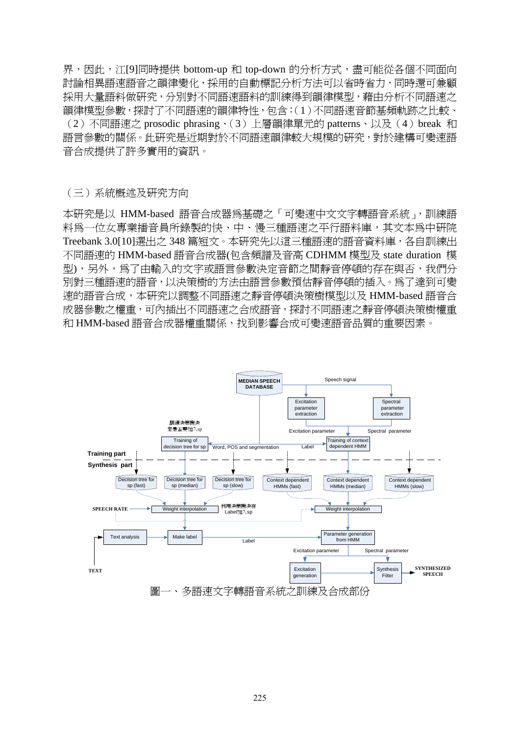界，因此，江[9]同時提供 bottom-up 和 top-down 的分析方式，盡可能從各個不同面向討論相異語速語音之韻律變化，採用的自動標記分析方法可以省時省力，同時還可兼顧採用大量語料做研究，分別對不同語速語料的訓練得到韻律模型，藉由分析不同語速之韻律模型參數，探討了不同語速的韻律特性，包含：（1）不同語速音節基頻軌跡之比較、（2）不同語速之 prosodic phrasing、（3）上層韻律單元的 patterns、以及（4）break 和語言參數的關係。此研究是近期對於不同語速韻律較大規模的研究，對於建構可變速語音合成提供了許多實用的資訊。

（三）系統概述及研究方向

本研究是以 HMM-based 語音合成器為基礎之「可變速中文文字轉語音系統」，訓練語料為一位女專業播音員所錄製的快、中、慢三種語速之平行語料庫，其文本為中研院 Treebank 3.0[10]選出之 348 篇短文。本研究先以這三種語速的語音資料庫，各自訓練出不同語速的 HMM-based 語音合成器(包含頻譜及音高 CDHMM 模型及 state duration 模型)，另外，為了由輸入的文字或語言參數決定音節之間靜音停頓的存在與否，我們分別對三種語速的語音，以決策樹的方法由語言參數預估靜音停頓的插入。為了達到可變速的語音合成，本研究以調整不同語速之靜音停頓決策樹模型以及 HMM-based 語音合成器參數之權重，可內插出不同語速之合成語音，探討不同語速之靜音停頓決策樹權重和 HMM-based 語音合成器權重關係，找到影響合成可變速語音品質的重要因素。

MEDIAN SPEECH DATABASE
Speech signal
Excitation parameter extraction
Spectral parameter extraction
訓練決策樹決定是否要加入sp
Excitation parameter
Spectral parameter
Training of decision tree for sp
Word, POS and segmentation
Label
Training of context dependent HMM
Training part
Synthesis part
Decision tree for sp (fast)
Decision tree for sp (median)
Decision tree for sp (slow)
Context dependent HMMs (fast)
Context dependent HMMs (median)
Context dependent HMMs (slow)
SPEECH RATE
Weight interpolation
利用決策樹決定Label加入sp
Weight interpolation
Text analysis
Make label
Label
Parameter generation from HMM
Excitation parameter
Spectral parameter
TEXT
Excitation generation
Synthesis Filter
SYNTHESIZED SPEECH

圖一、多語速文字轉語音系統之訓練及合成部份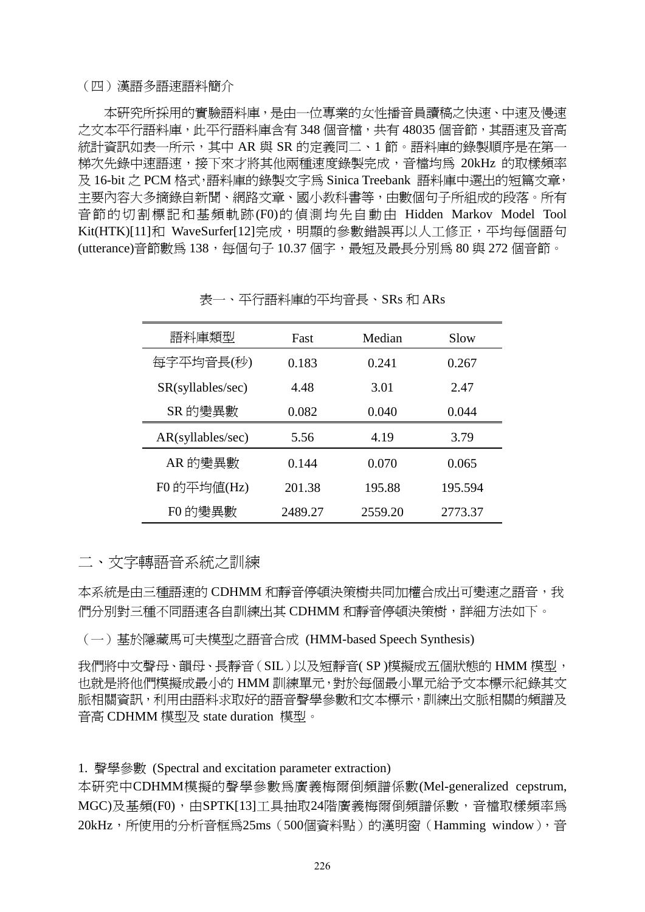（四）漢語多語速語料簡介

本研究所採用的實驗語料庫，是由一位專業的女性播音員讀稿之快速、中速及慢速之文本平行語料庫，此平行語料庫含有 348 個音檔，共有 48035 個音節，其語速及音高統計資訊如表一所示，其中 AR 與 SR 的定義同二、1 節。語料庫的錄製順序是在第一梯次先錄中速語速，接下來才將其他兩種速度錄製完成，音檔均為 20kHz 的取樣頻率及 16-bit 之 PCM 格式,語料庫的錄製文字為 Sinica Treebank 語料庫中選出的短篇文章，主要內容大多摘錄自新聞、網路文章、國小教科書等，由數個句子所組成的段落。所有音節的切割標記和基頻軌跡(F0)的偵測均先自動由 Hidden Markov Model Tool Kit(HTK)[11]和 WaveSurfer[12]完成，明顯的參數錯誤再以人工修正，平均每個語句(utterance)音節數為 138，每個句子 10.37 個字，最短及最長分別為 80 與 272 個音節。

表一、平行語料庫的平均音長、SRs 和 ARs

| 語料庫類型 | Fast | Median | Slow |
|---|---|---|---|
| 每字平均音長(秒) | 0.183 | 0.241 | 0.267 |
| SR(syllables/sec) | 4.48 | 3.01 | 2.47 |
| SR 的變異數 | 0.082 | 0.040 | 0.044 |
| AR(syllables/sec) | 5.56 | 4.19 | 3.79 |
| AR 的變異數 | 0.144 | 0.070 | 0.065 |
| F0 的平均值(Hz) | 201.38 | 195.88 | 195.594 |
| F0 的變異數 | 2489.27 | 2559.20 | 2773.37 |

## 二、文字轉語音系統之訓練

本系統是由三種語速的 CDHMM 和靜音停頓決策樹共同加權合成出可變速之語音，我們分別對三種不同語速各自訓練出其 CDHMM 和靜音停頓決策樹，詳細方法如下。

### （一）基於隱藏馬可夫模型之語音合成 (HMM-based Speech Synthesis)

我們將中文聲母、韻母、長靜音（SIL）以及短靜音( SP )模擬成五個狀態的 HMM 模型，也就是將他們模擬成最小的 HMM 訓練單元,對於每個最小單元給予文本標示紀錄其文脈相關資訊，利用由語料求取好的語音聲學參數和文本標示，訓練出文脈相關的頻譜及音高 CDHMM 模型及 state duration 模型。

1. 聲學參數 (Spectral and excitation parameter extraction)

本研究中CDHMM模擬的聲學參數為廣義梅爾倒頻譜係數(Mel-generalized cepstrum, MGC)及基頻(F0)，由SPTK[13]工具抽取24階廣義梅爾倒頻譜係數，音檔取樣頻率為20kHz，所使用的分析音框為25ms（500個資料點）的漢明窗（Hamming window），音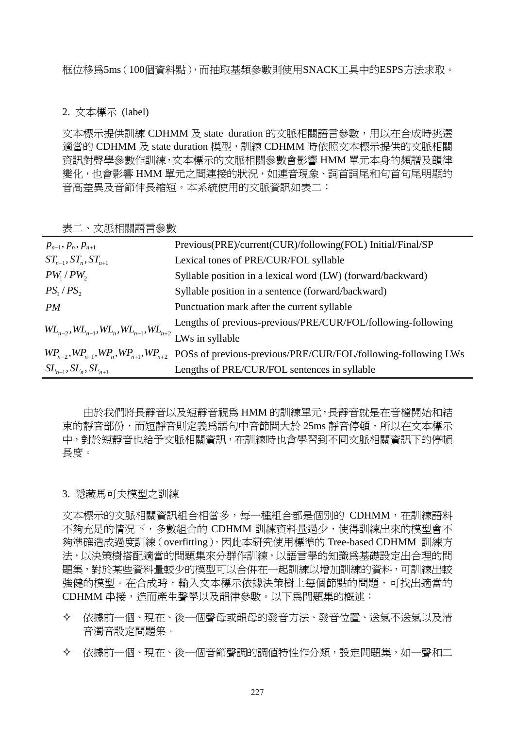框位移爲5ms（100個資料點），而抽取基頻參數則使用SNACK工具中的ESPS方法求取。

2. 文本標示 (label)

文本標示提供訓練 CDHMM 及 state duration 的文脈相關語言參數，用以在合成時挑選適當的 CDHMM 及 state duration 模型，訓練 CDHMM 時依照文本標示提供的文脈相關資訊對聲學參數作訓練，文本標示的文脈相關參數會影響 HMM 單元本身的頻譜及韻律變化，也會影響 HMM 單元之間連接的狀況，如連音現象、詞首詞尾和句首句尾明顯的音高差異及音節伸長縮短。本系統使用的文脈資訊如表二：

表二、文脈相關語言參數

| | |
|---|---|
| $p_{n-1}, p_n, p_{n+1}$ | Previous(PRE)/current(CUR)/following(FOL) Initial/Final/SP |
| $ST_{n-1}, ST_n, ST_{n+1}$ | Lexical tones of PRE/CUR/FOL syllable |
| $PW_1 / PW_2$ | Syllable position in a lexical word (LW) (forward/backward) |
| $PS_1 / PS_2$ | Syllable position in a sentence (forward/backward) |
| $PM$ | Punctuation mark after the current syllable |
| $WL_{n-2}, WL_{n-1}, WL_n, WL_{n+1}, WL_{n+2}$ | Lengths of previous-previous/PRE/CUR/FOL/following-following LWs in syllable |
| $WP_{n-2}, WP_{n-1}, WP_n, WP_{n+1}, WP_{n+2}$ | POSs of previous-previous/PRE/CUR/FOL/following-following LWs |
| $SL_{n-1}, SL_n, SL_{n+1}$ | Lengths of PRE/CUR/FOL sentences in syllable |

由於我們將長靜音以及短靜音視爲 HMM 的訓練單元，長靜音就是在音檔開始和結束的靜音部份，而短靜音則定義爲語句中音節間大於 25ms 靜音停頓，所以在文本標示中，對於短靜音也給予文脈相關資訊，在訓練時也會學習到不同文脈相關資訊下的停頓長度。

3. 隱藏馬可夫模型之訓練

文本標示的文脈相關資訊組合相當多，每一種組合都是個別的 CDHMM，在訓練語料不夠充足的情況下，多數組合的 CDHMM 訓練資料量過少，使得訓練出來的模型會不夠準確造成過度訓練（overfitting），因此本研究使用標準的 Tree-based CDHMM 訓練方法，以決策樹搭配適當的問題集來分群作訓練，以語言學的知識爲基礎設定出合理的問題集，對於某些資料量較少的模型可以合併在一起訓練以增加訓練的資料，可訓練出較強健的模型。在合成時，輸入文本標示依據決策樹上每個節點的問題，可找出適當的 CDHMM 串接，進而產生聲學以及韻律參數。以下爲問題集的概述：

- 依據前一個、現在、後一個聲母或韻母的發音方法、發音位置、送氣不送氣以及清音濁音設定問題集。
- 依據前一個、現在、後一個音節聲調的調值特性作分類，設定問題集，如一聲和二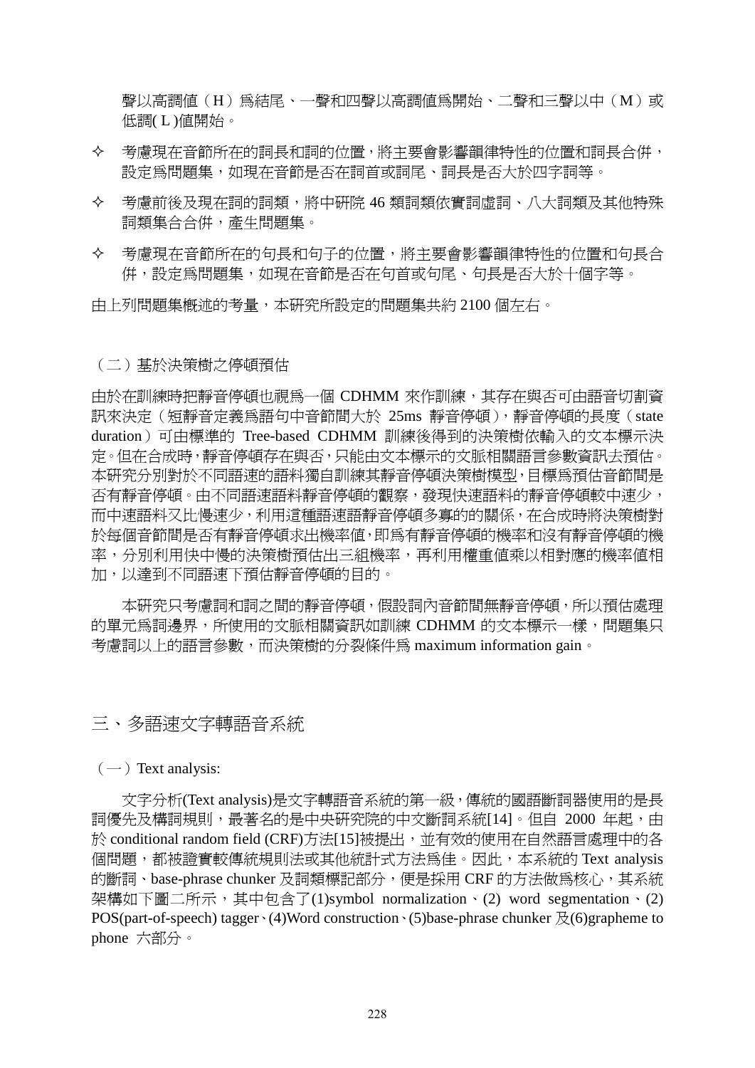聲以高調值（H）為結尾、一聲和四聲以高調值為開始、二聲和三聲以中（M）或低調( L )值開始。

✧ 考慮現在音節所在的詞長和詞的位置，將主要會影響韻律特性的位置和詞長合併，設定為問題集，如現在音節是否在詞首或詞尾、詞長是否大於四字詞等。

✧ 考慮前後及現在詞的詞類，將中研院 46 類詞類依實詞虛詞、八大詞類及其他特殊詞類集合合併，產生問題集。

✧ 考慮現在音節所在的句長和句子的位置，將主要會影響韻律特性的位置和句長合併，設定為問題集，如現在音節是否在句首或句尾、句長是否大於十個字等。

由上列問題集概述的考量，本研究所設定的問題集共約 2100 個左右。

（二）基於決策樹之停頓預估

由於在訓練時把靜音停頓也視為一個 CDHMM 來作訓練，其存在與否可由語音切割資訊來決定（短靜音定義為語句中音節間大於 25ms 靜音停頓），靜音停頓的長度（state duration）可由標準的 Tree-based CDHMM 訓練後得到的決策樹依輸入的文本標示決定。但在合成時，靜音停頓存在與否，只能由文本標示的文脈相關語言參數資訊去預估。本研究分別對於不同語速的語料獨自訓練其靜音停頓決策樹模型，目標為預估音節間是否有靜音停頓。由不同語速語料靜音停頓的觀察，發現快速語料的靜音停頓較中速少，而中速語料又比慢速少，利用這種語速語靜音停頓多寡的的關係，在合成時將決策樹對於每個音節間是否有靜音停頓求出機率值，即為有靜音停頓的機率和沒有靜音停頓的機率，分別利用快中慢的決策樹預估出三組機率，再利用權重值乘以相對應的機率值相加，以達到不同語速下預估靜音停頓的目的。

本研究只考慮詞和詞之間的靜音停頓，假設詞內音節間無靜音停頓，所以預估處理的單元為詞邊界，所使用的文脈相關資訊如訓練 CDHMM 的文本標示一樣，問題集只考慮詞以上的語言參數，而決策樹的分裂條件為 maximum information gain。

## 三、多語速文字轉語音系統

（一）Text analysis:

文字分析(Text analysis)是文字轉語音系統的第一級，傳統的國語斷詞器使用的是長詞優先及構詞規則，最著名的是中央研究院的中文斷詞系統[14]。但自 2000 年起，由於 conditional random field (CRF)方法[15]被提出，並有效的使用在自然語言處理中的各個問題，都被證實較傳統規則法或其他統計式方法為佳。因此，本系統的 Text analysis 的斷詞、base-phrase chunker 及詞類標記部分，便是採用 CRF 的方法做為核心，其系統架構如下圖二所示，其中包含了(1)symbol normalization、(2) word segmentation、(2) POS(part-of-speech) tagger、(4)Word construction、(5)base-phrase chunker 及(6)grapheme to phone 六部分。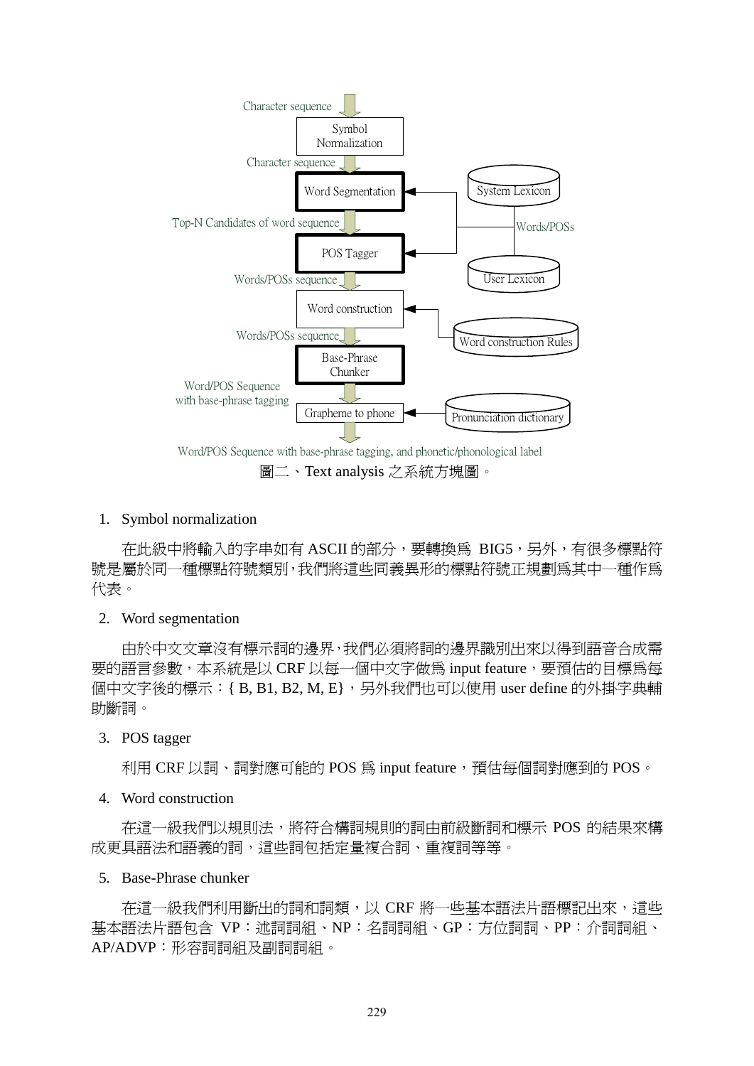Character sequence

Symbol Normalization

Character sequence

Word Segmentation

System Lexicon

Words/POSs

Top-N Candidates of word sequence

POS Tagger

User Lexicon

Words/POSs sequence

Word construction

Word construction Rules

Words/POSs sequence

Base-Phrase Chunker

Word/POS Sequence with base-phrase tagging

Grapheme to phone

Pronunciation dictionary

Word/POS Sequence with base-phrase tagging, and phonetic/phonological label

圖二、Text analysis 之系統方塊圖。

1. Symbol normalization

在此級中將輸入的字串如有 ASCII 的部分，要轉換為 BIG5，另外，有很多標點符號是屬於同一種標點符號類別，我們將這些同義異形的標點符號正規劃為其中一種作為代表。

2. Word segmentation

由於中文文章沒有標示詞的邊界，我們必須將詞的邊界識別出來以得到語音合成需要的語言參數，本系統是以 CRF 以每一個中文字做為 input feature，要預估的目標為每個中文字後的標示：{ B, B1, B2, M, E}，另外我們也可以使用 user define 的外掛字典輔助斷詞。

3. POS tagger

利用 CRF 以詞、詞對應可能的 POS 為 input feature，預估每個詞對應到的 POS。

4. Word construction

在這一級我們以規則法，將符合構詞規則的詞由前級斷詞和標示 POS 的結果來構成更具語法和語義的詞，這些詞包括定量複合詞、重複詞等等。

5. Base-Phrase chunker

在這一級我們利用斷出的詞和詞類，以 CRF 將一些基本語法片語標記出來，這些基本語法片語包含 VP：述詞詞組、NP：名詞詞組、GP：方位詞詞、PP：介詞詞組、AP/ADVP：形容詞詞組及副詞詞組。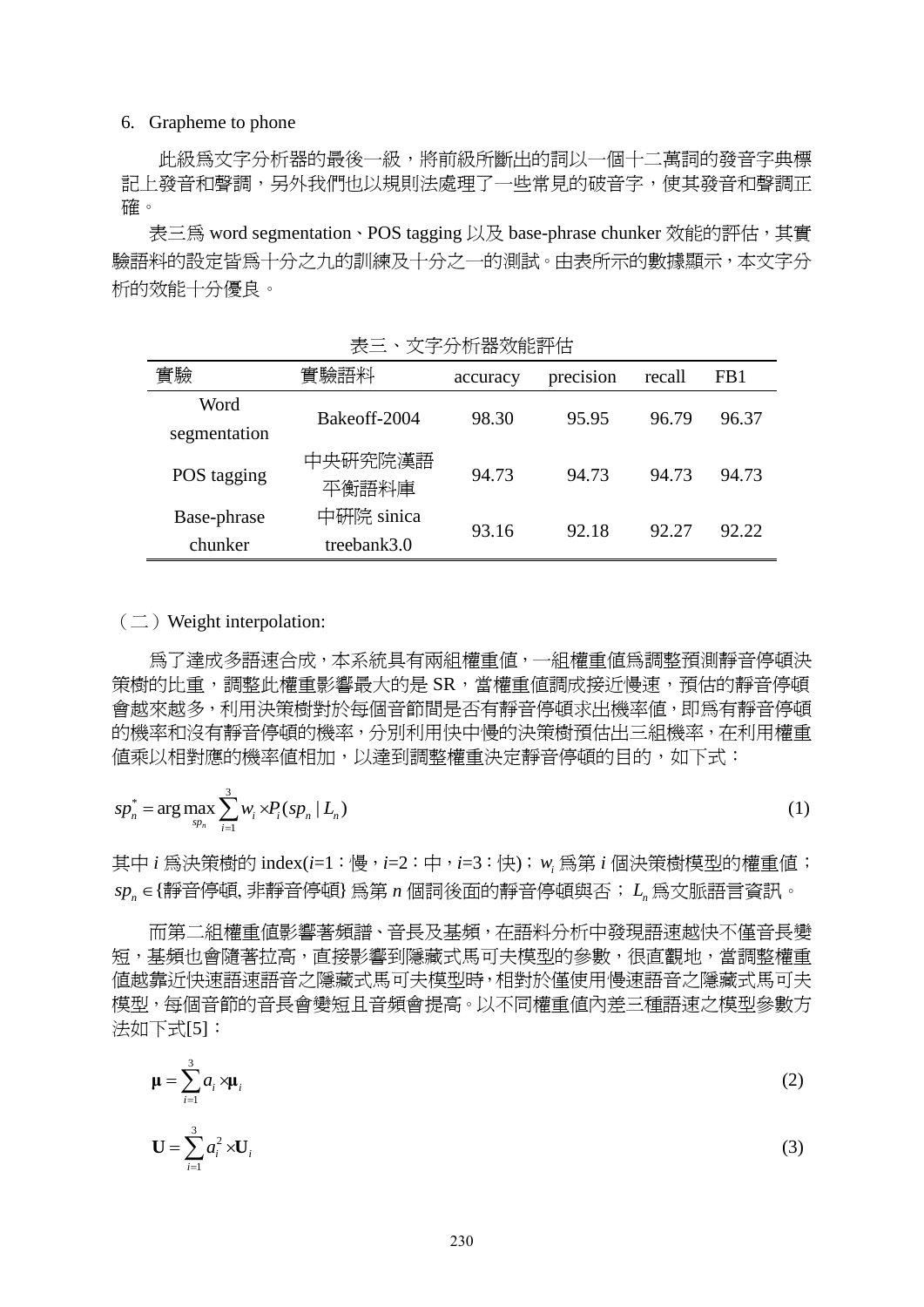6. Grapheme to phone

此級爲文字分析器的最後一級，將前級所斷出的詞以一個十二萬詞的發音字典標記上發音和聲調，另外我們也以規則法處理了一些常見的破音字，使其發音和聲調正確。

表三爲 word segmentation、POS tagging 以及 base-phrase chunker 效能的評估，其實驗語料的設定皆爲十分之九的訓練及十分之一的測試。由表所示的數據顯示，本文字分析的效能十分優良。

表三、文字分析器效能評估

| 實驗 | 實驗語料 | accuracy | precision | recall | FB1 |
|---|---|---|---|---|---|
| Word segmentation | Bakeoff-2004 | 98.30 | 95.95 | 96.79 | 96.37 |
| POS tagging | 中央研究院漢語平衡語料庫 | 94.73 | 94.73 | 94.73 | 94.73 |
| Base-phrase chunker | 中研院 sinica treebank3.0 | 93.16 | 92.18 | 92.27 | 92.22 |

（二）Weight interpolation:

爲了達成多語速合成，本系統具有兩組權重值，一組權重值爲調整預測靜音停頓決策樹的比重，調整此權重影響最大的是 SR，當權重值調成接近慢速，預估的靜音停頓會越來越多，利用決策樹對於每個音節間是否有靜音停頓求出機率值，即爲有靜音停頓的機率和沒有靜音停頓的機率，分別利用快中慢的決策樹預估出三組機率，在利用權重值乘以相對應的機率值相加，以達到調整權重決定靜音停頓的目的，如下式：

$$sp_n^* = \arg\max_{sp_n} \sum_{i=1}^{3} w_i \times P_i(sp_n \mid L_n) \tag{1}$$

其中 $i$ 爲決策樹的 index($i$=1：慢，$i$=2：中，$i$=3：快)；$w_i$ 爲第 $i$ 個決策樹模型的權重值；$sp_n \in$ {靜音停頓, 非靜音停頓} 爲第 $n$ 個詞後面的靜音停頓與否；$L_n$ 爲文脈語言資訊。

而第二組權重值影響著頻譜、音長及基頻，在語料分析中發現語速越快不僅音長變短，基頻也會隨著拉高，直接影響到隱藏式馬可夫模型的參數，很直觀地，當調整權重值越靠近快速語速語音之隱藏式馬可夫模型時，相對於僅使用慢速語音之隱藏式馬可夫模型，每個音節的音長會變短且音頻會提高。以不同權重值內差三種語速之模型參數方法如下式[5]：

$$\boldsymbol{\mu} = \sum_{i=1}^{3} a_i \times \boldsymbol{\mu}_i \tag{2}$$

$$\mathbf{U} = \sum_{i=1}^{3} a_i^2 \times \mathbf{U}_i \tag{3}$$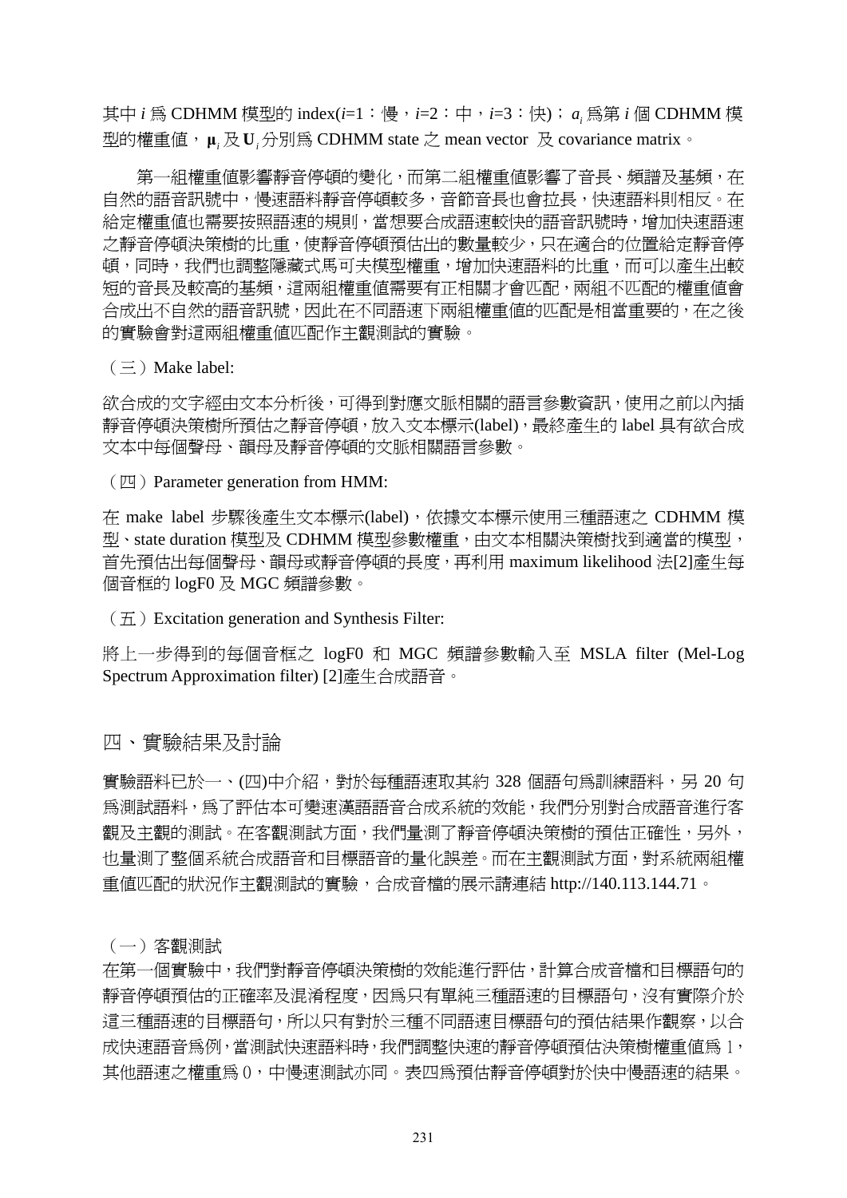其中 $i$ 為 CDHMM 模型的 index($i$=1：慢，$i$=2：中，$i$=3：快)；$a_i$ 為第 $i$ 個 CDHMM 模型的權重值，$\mathbf{\mu}_i$ 及 $\mathbf{U}_i$ 分別為 CDHMM state 之 mean vector 及 covariance matrix。

第一組權重值影響靜音停頓的變化，而第二組權重值影響了音長、頻譜及基頻，在自然的語音訊號中，慢速語料靜音停頓較多，音節音長也會拉長，快速語料則相反。在給定權重值也需要按照語速的規則，當想要合成語速較快的語音訊號時，增加快速語速之靜音停頓決策樹的比重，使靜音停頓預估出的數量較少，只在適合的位置給定靜音停頓，同時，我們也調整隱藏式馬可夫模型權重，增加快速語料的比重，而可以產生出較短的音長及較高的基頻，這兩組權重值需要有正相關才會匹配，兩組不匹配的權重值會合成出不自然的語音訊號，因此在不同語速下兩組權重值的匹配是相當重要的，在之後的實驗會對這兩組權重值匹配作主觀測試的實驗。

（三）Make label:

欲合成的文字經由文本分析後，可得到對應文脈相關的語言參數資訊，使用之前以內插靜音停頓決策樹所預估之靜音停頓，放入文本標示(label)，最終產生的 label 具有欲合成文本中每個聲母、韻母及靜音停頓的文脈相關語言參數。

（四）Parameter generation from HMM:

在 make label 步驟後產生文本標示(label)，依據文本標示使用三種語速之 CDHMM 模型、state duration 模型及 CDHMM 模型參數權重，由文本相關決策樹找到適當的模型，首先預估出每個聲母、韻母或靜音停頓的長度，再利用 maximum likelihood 法[2]產生每個音框的 logF0 及 MGC 頻譜參數。

（五）Excitation generation and Synthesis Filter:

將上一步得到的每個音框之 logF0 和 MGC 頻譜參數輸入至 MSLA filter (Mel-Log Spectrum Approximation filter) [2]產生合成語音。

## 四、實驗結果及討論

實驗語料已於一、(四)中介紹，對於每種語速取其約 328 個語句為訓練語料，另 20 句為測試語料，為了評估本可變速漢語語音合成系統的效能，我們分別對合成語音進行客觀及主觀的測試。在客觀測試方面，我們量測了靜音停頓決策樹的預估正確性，另外，也量測了整個系統合成語音和目標語音的量化誤差。而在主觀測試方面，對系統兩組權重值匹配的狀況作主觀測試的實驗，合成音檔的展示請連結 http://140.113.144.71。

### （一）客觀測試

在第一個實驗中，我們對靜音停頓決策樹的效能進行評估，計算合成音檔和目標語句的靜音停頓預估的正確率及混淆程度，因為只有單純三種語速的目標語句，沒有實際介於這三種語速的目標語句，所以只有對於三種不同語速目標語句的預估結果作觀察，以合成快速語音為例，當測試快速語料時，我們調整快速的靜音停頓預估決策樹權重值為 1，其他語速之權重為 0，中慢速測試亦同。表四為預估靜音停頓對於快中慢語速的結果。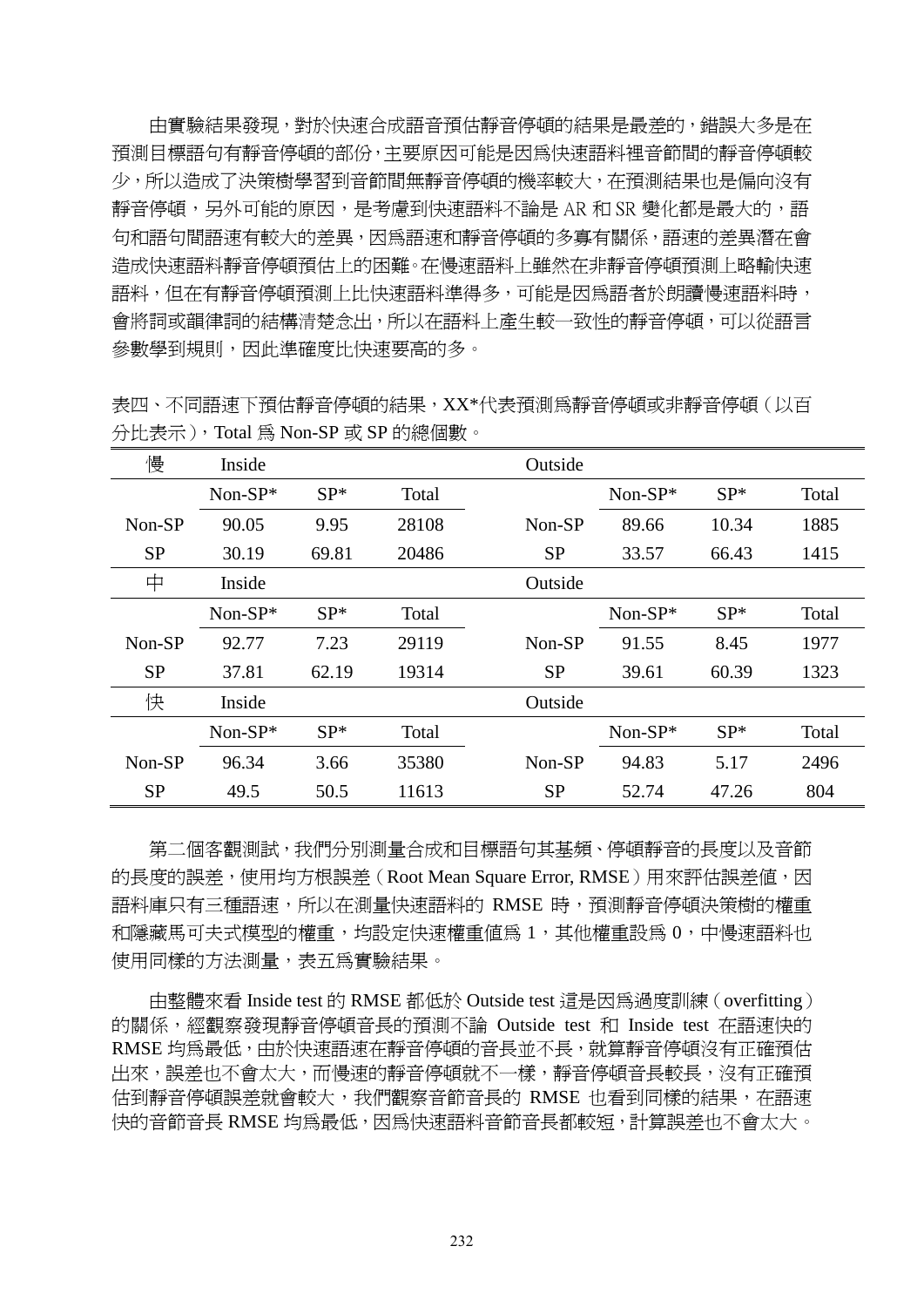由實驗結果發現，對於快速合成語音預估靜音停頓的結果是最差的，錯誤大多是在預測目標語句有靜音停頓的部份，主要原因可能是因為快速語料裡音節間的靜音停頓較少，所以造成了決策樹學習到音節間無靜音停頓的機率較大，在預測結果也是偏向沒有靜音停頓，另外可能的原因，是考慮到快速語料不論是 AR 和 SR 變化都是最大的，語句和語句間語速有較大的差異，因為語速和靜音停頓的多寡有關係，語速的差異潛在會造成快速語料靜音停頓預估上的困難。在慢速語料上雖然在非靜音停頓預測上略輸快速語料，但在有靜音停頓預測上比快速語料準得多，可能是因為語者於朗讀慢速語料時，會將詞或韻律詞的結構清楚念出，所以在語料上產生較一致性的靜音停頓，可以從語言參數學到規則，因此準確度比快速要高的多。

表四、不同語速下預估靜音停頓的結果，XX*代表預測為靜音停頓或非靜音停頓（以百分比表示），Total 為 Non-SP 或 SP 的總個數。

| 慢 | Inside | | | Outside | | | |
|---|---|---|---|---|---|---|---|
| | Non-SP* | SP* | Total | | Non-SP* | SP* | Total |
| Non-SP | 90.05 | 9.95 | 28108 | Non-SP | 89.66 | 10.34 | 1885 |
| SP | 30.19 | 69.81 | 20486 | SP | 33.57 | 66.43 | 1415 |
| 中 | Inside | | | Outside | | | |
| | Non-SP* | SP* | Total | | Non-SP* | SP* | Total |
| Non-SP | 92.77 | 7.23 | 29119 | Non-SP | 91.55 | 8.45 | 1977 |
| SP | 37.81 | 62.19 | 19314 | SP | 39.61 | 60.39 | 1323 |
| 快 | Inside | | | Outside | | | |
| | Non-SP* | SP* | Total | | Non-SP* | SP* | Total |
| Non-SP | 96.34 | 3.66 | 35380 | Non-SP | 94.83 | 5.17 | 2496 |
| SP | 49.5 | 50.5 | 11613 | SP | 52.74 | 47.26 | 804 |

第二個客觀測試，我們分別測量合成和目標語句其基頻、停頓靜音的長度以及音節的長度的誤差，使用均方根誤差（Root Mean Square Error, RMSE）用來評估誤差值，因語料庫只有三種語速，所以在測量快速語料的 RMSE 時，預測靜音停頓決策樹的權重和隱藏馬可夫式模型的權重，均設定快速權重值為 1，其他權重設為 0，中慢速語料也使用同樣的方法測量，表五為實驗結果。

由整體來看 Inside test 的 RMSE 都低於 Outside test 這是因為過度訓練（overfitting）的關係，經觀察發現靜音停頓音長的預測不論 Outside test 和 Inside test 在語速快的 RMSE 均為最低，由於快速語速在靜音停頓的音長並不長，就算靜音停頓沒有正確預估出來，誤差也不會太大，而慢速的靜音停頓就不一樣，靜音停頓音長較長，沒有正確預估到靜音停頓誤差就會較大，我們觀察音節音長的 RMSE 也看到同樣的結果，在語速快的音節音長 RMSE 均為最低，因為快速語料音節音長都較短，計算誤差也不會太大。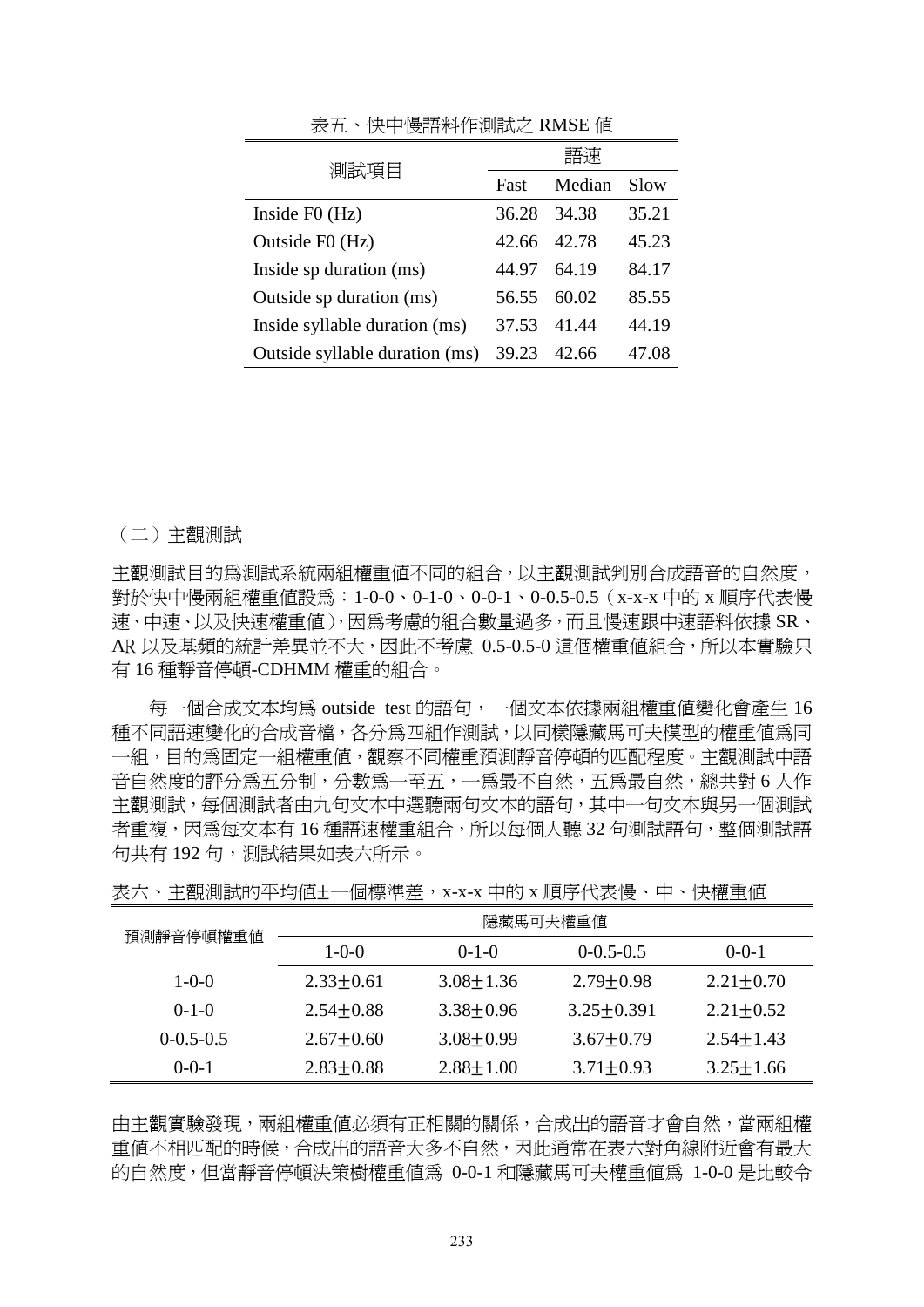表五、快中慢語料作測試之 RMSE 值

| 測試項目 | 語速 | | |
|---|---|---|---|
| | Fast | Median | Slow |
| Inside F0 (Hz) | 36.28 | 34.38 | 35.21 |
| Outside F0 (Hz) | 42.66 | 42.78 | 45.23 |
| Inside sp duration (ms) | 44.97 | 64.19 | 84.17 |
| Outside sp duration (ms) | 56.55 | 60.02 | 85.55 |
| Inside syllable duration (ms) | 37.53 | 41.44 | 44.19 |
| Outside syllable duration (ms) | 39.23 | 42.66 | 47.08 |

（二）主觀測試

主觀測試目的爲測試系統兩組權重值不同的組合，以主觀測試判別合成語音的自然度，對於快中慢兩組權重值設爲：1-0-0、0-1-0、0-0-1、0-0.5-0.5（x-x-x 中的 x 順序代表慢速、中速、以及快速權重值），因爲考慮的組合數量過多，而且慢速跟中速語料依據 SR、AR 以及基頻的統計差異並不大，因此不考慮 0.5-0.5-0 這個權重值組合，所以本實驗只有 16 種靜音停頓-CDHMM 權重的組合。

每一個合成文本均爲 outside test 的語句，一個文本依據兩組權重值變化會產生 16 種不同語速變化的合成音檔，各分爲四組作測試，以同樣隱藏馬可夫模型的權重值爲同一組，目的爲固定一組權重值，觀察不同權重預測靜音停頓的匹配程度。主觀測試中語音自然度的評分爲五分制，分數爲一至五，一爲最不自然，五爲最自然，總共對 6 人作主觀測試，每個測試者由九句文本中選聽兩句文本的語句，其中一句文本與另一個測試者重複，因爲每文本有 16 種語速權重組合，所以每個人聽 32 句測試語句，整個測試語句共有 192 句，測試結果如表六所示。

表六、主觀測試的平均值±一個標準差，x-x-x 中的 x 順序代表慢、中、快權重值

| 預測靜音停頓權重值 | 隱藏馬可夫權重值 | | | |
|---|---|---|---|---|
| | 1-0-0 | 0-1-0 | 0-0.5-0.5 | 0-0-1 |
| 1-0-0 | 2.33±0.61 | 3.08±1.36 | 2.79±0.98 | 2.21±0.70 |
| 0-1-0 | 2.54±0.88 | 3.38±0.96 | 3.25±0.391 | 2.21±0.52 |
| 0-0.5-0.5 | 2.67±0.60 | 3.08±0.99 | 3.67±0.79 | 2.54±1.43 |
| 0-0-1 | 2.83±0.88 | 2.88±1.00 | 3.71±0.93 | 3.25±1.66 |

由主觀實驗發現，兩組權重值必須有正相關的關係，合成出的語音才會自然，當兩組權重值不相匹配的時候，合成出的語音大多不自然，因此通常在表六對角線附近會有最大的自然度，但當靜音停頓決策樹權重值爲 0-0-1 和隱藏馬可夫權重值爲 1-0-0 是比較令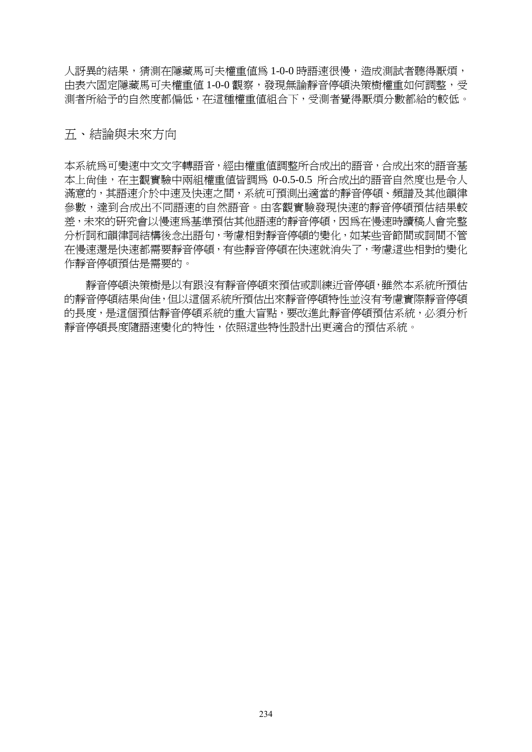人訝異的結果，猜測在隱藏馬可夫權重值爲 1-0-0 時語速很慢，造成測試者聽得厭煩，由表六固定隱藏馬可夫權重值 1-0-0 觀察，發現無論靜音停頓決策樹權重如何調整，受測者所給予的自然度都偏低，在這種權重值組合下，受測者覺得厭煩分數都給的較低。

## 五、結論與未來方向

本系統爲可變速中文文字轉語音，經由權重值調整所合成出的語音，合成出來的語音基本上尙佳，在主觀實驗中兩組權重值皆調爲 0-0.5-0.5 所合成出的語音自然度也是令人滿意的，其語速介於中速及快速之間，系統可預測出適當的靜音停頓、頻譜及其他韻律參數，達到合成出不同語速的自然語音。由客觀實驗發現快速的靜音停頓預估結果較差，未來的研究會以慢速爲基準預估其他語速的靜音停頓，因爲在慢速時讀稿人會完整分析詞和韻律詞結構後念出語句，考慮相對靜音停頓的變化，如某些音節間或詞間不管在慢速還是快速都需要靜音停頓，有些靜音停頓在快速就消失了，考慮這些相對的變化作靜音停頓預估是需要的。

靜音停頓決策樹是以有跟沒有靜音停頓來預估或訓練近音停頓，雖然本系統所預估的靜音停頓結果尙佳，但以這個系統所預估出來靜音停頓特性並沒有考慮實際靜音停頓的長度，是這個預估靜音停頓系統的重大盲點，要改進此靜音停頓預估系統，必須分析靜音停頓長度隨語速變化的特性，依照這些特性設計出更適合的預估系統。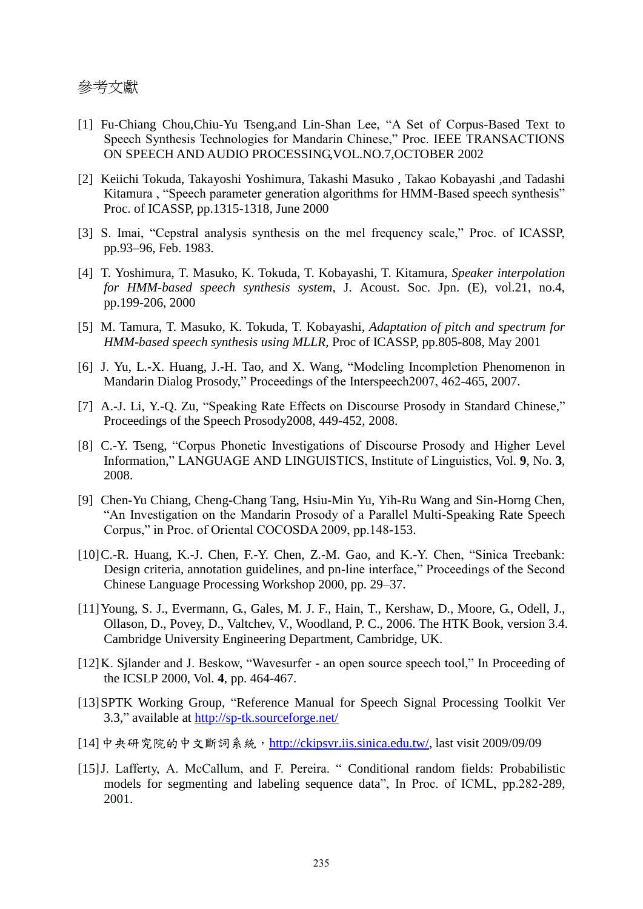# 參考文獻

[1] Fu-Chiang Chou,Chiu-Yu Tseng,and Lin-Shan Lee, "A Set of Corpus-Based Text to Speech Synthesis Technologies for Mandarin Chinese," Proc. IEEE TRANSACTIONS ON SPEECH AND AUDIO PROCESSING,VOL.NO.7,OCTOBER 2002

[2] Keiichi Tokuda, Takayoshi Yoshimura, Takashi Masuko , Takao Kobayashi ,and Tadashi Kitamura , "Speech parameter generation algorithms for HMM-Based speech synthesis" Proc. of ICASSP, pp.1315-1318, June 2000

[3] S. Imai, "Cepstral analysis synthesis on the mel frequency scale," Proc. of ICASSP, pp.93–96, Feb. 1983.

[4] T. Yoshimura, T. Masuko, K. Tokuda, T. Kobayashi, T. Kitamura, *Speaker interpolation for HMM-based speech synthesis system,* J. Acoust. Soc. Jpn. (E), vol.21, no.4, pp.199-206, 2000

[5] M. Tamura, T. Masuko, K. Tokuda, T. Kobayashi, *Adaptation of pitch and spectrum for HMM-based speech synthesis using MLLR,* Proc of ICASSP, pp.805-808, May 2001

[6] J. Yu, L.-X. Huang, J.-H. Tao, and X. Wang, "Modeling Incompletion Phenomenon in Mandarin Dialog Prosody," Proceedings of the Interspeech2007, 462-465, 2007.

[7] A.-J. Li, Y.-Q. Zu, "Speaking Rate Effects on Discourse Prosody in Standard Chinese," Proceedings of the Speech Prosody2008, 449-452, 2008.

[8] C.-Y. Tseng, "Corpus Phonetic Investigations of Discourse Prosody and Higher Level Information," LANGUAGE AND LINGUISTICS, Institute of Linguistics, Vol. **9**, No. **3**, 2008.

[9] Chen-Yu Chiang, Cheng-Chang Tang, Hsiu-Min Yu, Yih-Ru Wang and Sin-Horng Chen, "An Investigation on the Mandarin Prosody of a Parallel Multi-Speaking Rate Speech Corpus," in Proc. of Oriental COCOSDA 2009, pp.148-153.

[10] C.-R. Huang, K.-J. Chen, F.-Y. Chen, Z.-M. Gao, and K.-Y. Chen, "Sinica Treebank: Design criteria, annotation guidelines, and pn-line interface," Proceedings of the Second Chinese Language Processing Workshop 2000, pp. 29–37.

[11] Young, S. J., Evermann, G., Gales, M. J. F., Hain, T., Kershaw, D., Moore, G., Odell, J., Ollason, D., Povey, D., Valtchev, V., Woodland, P. C., 2006. The HTK Book, version 3.4. Cambridge University Engineering Department, Cambridge, UK.

[12] K. Sjlander and J. Beskow, "Wavesurfer - an open source speech tool," In Proceeding of the ICSLP 2000, Vol. **4**, pp. 464-467.

[13] SPTK Working Group, "Reference Manual for Speech Signal Processing Toolkit Ver 3.3," available at http://sp-tk.sourceforge.net/

[14] 中央研究院的中文斷詞系統，http://ckipsvr.iis.sinica.edu.tw/, last visit 2009/09/09

[15] J. Lafferty, A. McCallum, and F. Pereira. " Conditional random fields: Probabilistic models for segmenting and labeling sequence data", In Proc. of ICML, pp.282-289, 2001.